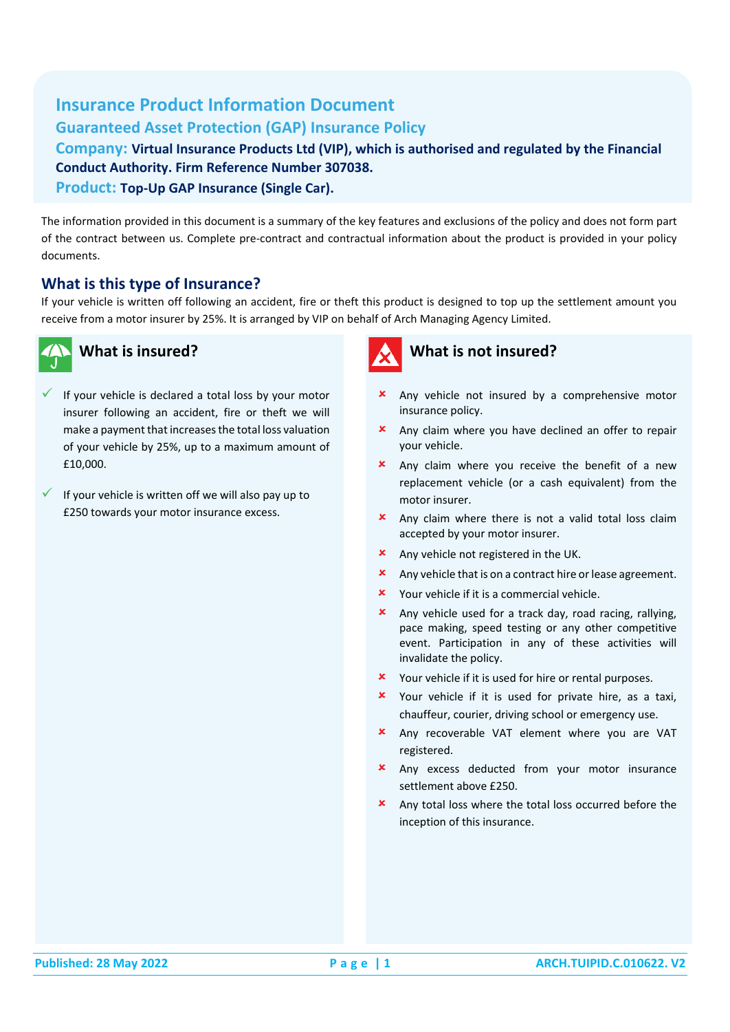# Insurance Product Information Document

## Guaranteed Asset Protection (GAP) Insurance Policy

**Company:** **Virtual Insurance Products Ltd (VIP), which is authorised and regulated by the Financial Conduct Authority. Firm Reference Number 307038.**

**Product:** **Top-Up GAP Insurance (Single Car).**

The information provided in this document is a summary of the key features and exclusions of the policy and does not form part of the contract between us. Complete pre-contract and contractual information about the product is provided in your policy documents.

## What is this type of Insurance?

If your vehicle is written off following an accident, fire or theft this product is designed to top up the settlement amount you receive from a motor insurer by 25%. It is arranged by VIP on behalf of Arch Managing Agency Limited.

### What is insured?

- ✓ If your vehicle is declared a total loss by your motor insurer following an accident, fire or theft we will make a payment that increases the total loss valuation of your vehicle by 25%, up to a maximum amount of £10,000.
- ✓ If your vehicle is written off we will also pay up to £250 towards your motor insurance excess.

### What is not insured?

- ✗ Any vehicle not insured by a comprehensive motor insurance policy.
- ✗ Any claim where you have declined an offer to repair your vehicle.
- ✗ Any claim where you receive the benefit of a new replacement vehicle (or a cash equivalent) from the motor insurer.
- ✗ Any claim where there is not a valid total loss claim accepted by your motor insurer.
- ✗ Any vehicle not registered in the UK.
- ✗ Any vehicle that is on a contract hire or lease agreement.
- ✗ Your vehicle if it is a commercial vehicle.
- ✗ Any vehicle used for a track day, road racing, rallying, pace making, speed testing or any other competitive event. Participation in any of these activities will invalidate the policy.
- ✗ Your vehicle if it is used for hire or rental purposes.
- ✗ Your vehicle if it is used for private hire, as a taxi, chauffeur, courier, driving school or emergency use.
- ✗ Any recoverable VAT element where you are VAT registered.
- ✗ Any excess deducted from your motor insurance settlement above £250.
- ✗ Any total loss where the total loss occurred before the inception of this insurance.

Published: 28 May 2022 | ARCH.TUIPID.C.010622. V2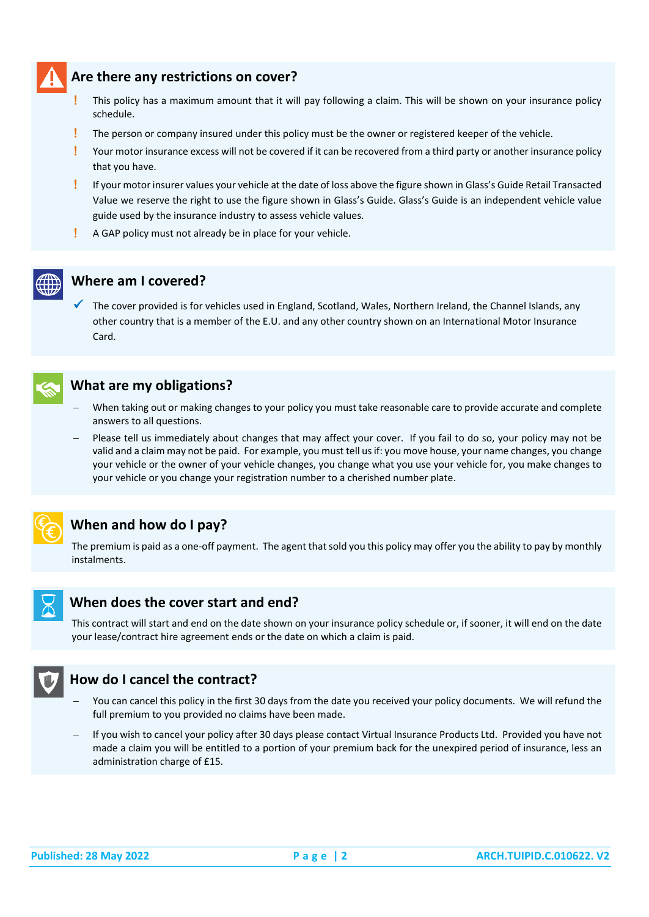## Are there any restrictions on cover?

- ! This policy has a maximum amount that it will pay following a claim. This will be shown on your insurance policy schedule.
- ! The person or company insured under this policy must be the owner or registered keeper of the vehicle.
- ! Your motor insurance excess will not be covered if it can be recovered from a third party or another insurance policy that you have.
- ! If your motor insurer values your vehicle at the date of loss above the figure shown in Glass's Guide Retail Transacted Value we reserve the right to use the figure shown in Glass's Guide. Glass's Guide is an independent vehicle value guide used by the insurance industry to assess vehicle values.
- ! A GAP policy must not already be in place for your vehicle.

## Where am I covered?

- ✓ The cover provided is for vehicles used in England, Scotland, Wales, Northern Ireland, the Channel Islands, any other country that is a member of the E.U. and any other country shown on an International Motor Insurance Card.

## What are my obligations?

- When taking out or making changes to your policy you must take reasonable care to provide accurate and complete answers to all questions.
- Please tell us immediately about changes that may affect your cover. If you fail to do so, your policy may not be valid and a claim may not be paid. For example, you must tell us if: you move house, your name changes, you change your vehicle or the owner of your vehicle changes, you change what you use your vehicle for, you make changes to your vehicle or you change your registration number to a cherished number plate.

## When and how do I pay?

The premium is paid as a one-off payment. The agent that sold you this policy may offer you the ability to pay by monthly instalments.

## When does the cover start and end?

This contract will start and end on the date shown on your insurance policy schedule or, if sooner, it will end on the date your lease/contract hire agreement ends or the date on which a claim is paid.

## How do I cancel the contract?

- You can cancel this policy in the first 30 days from the date you received your policy documents. We will refund the full premium to you provided no claims have been made.
- If you wish to cancel your policy after 30 days please contact Virtual Insurance Products Ltd. Provided you have not made a claim you will be entitled to a portion of your premium back for the unexpired period of insurance, less an administration charge of £15.

Published: 28 May 2022 ARCH.TUIPID.C.010622. V2